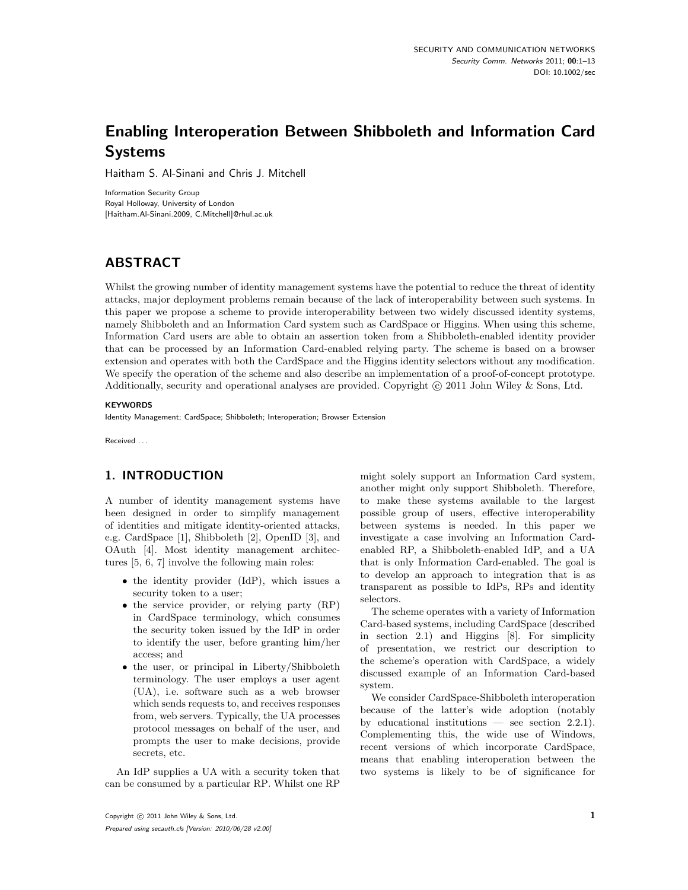# Enabling Interoperation Between Shibboleth and Information Card Systems

Haitham S. Al-Sinani and Chris J. Mitchell

Information Security Group
Royal Holloway, University of London
[Haitham.Al-Sinani.2009, C.Mitchell]@rhul.ac.uk

## ABSTRACT

Whilst the growing number of identity management systems have the potential to reduce the threat of identity attacks, major deployment problems remain because of the lack of interoperability between such systems. In this paper we propose a scheme to provide interoperability between two widely discussed identity systems, namely Shibboleth and an Information Card system such as CardSpace or Higgins. When using this scheme, Information Card users are able to obtain an assertion token from a Shibboleth-enabled identity provider that can be processed by an Information Card-enabled relying party. The scheme is based on a browser extension and operates with both the CardSpace and the Higgins identity selectors without any modification. We specify the operation of the scheme and also describe an implementation of a proof-of-concept prototype. Additionally, security and operational analyses are provided. Copyright © 2011 John Wiley & Sons, Ltd.

**KEYWORDS**

Identity Management; CardSpace; Shibboleth; Interoperation; Browser Extension

Received . . .

## 1. INTRODUCTION

A number of identity management systems have been designed in order to simplify management of identities and mitigate identity-oriented attacks, e.g. CardSpace [1], Shibboleth [2], OpenID [3], and OAuth [4]. Most identity management architectures [5, 6, 7] involve the following main roles:

- the identity provider (IdP), which issues a security token to a user;
- the service provider, or relying party (RP) in CardSpace terminology, which consumes the security token issued by the IdP in order to identify the user, before granting him/her access; and
- the user, or principal in Liberty/Shibboleth terminology. The user employs a user agent (UA), i.e. software such as a web browser which sends requests to, and receives responses from, web servers. Typically, the UA processes protocol messages on behalf of the user, and prompts the user to make decisions, provide secrets, etc.

An IdP supplies a UA with a security token that can be consumed by a particular RP. Whilst one RP might solely support an Information Card system, another might only support Shibboleth. Therefore, to make these systems available to the largest possible group of users, effective interoperability between systems is needed. In this paper we investigate a case involving an Information Card-enabled RP, a Shibboleth-enabled IdP, and a UA that is only Information Card-enabled. The goal is to develop an approach to integration that is as transparent as possible to IdPs, RPs and identity selectors.

The scheme operates with a variety of Information Card-based systems, including CardSpace (described in section 2.1) and Higgins [8]. For simplicity of presentation, we restrict our description to the scheme's operation with CardSpace, a widely discussed example of an Information Card-based system.

We consider CardSpace-Shibboleth interoperation because of the latter's wide adoption (notably by educational institutions — see section 2.2.1). Complementing this, the wide use of Windows, recent versions of which incorporate CardSpace, means that enabling interoperation between the two systems is likely to be of significance for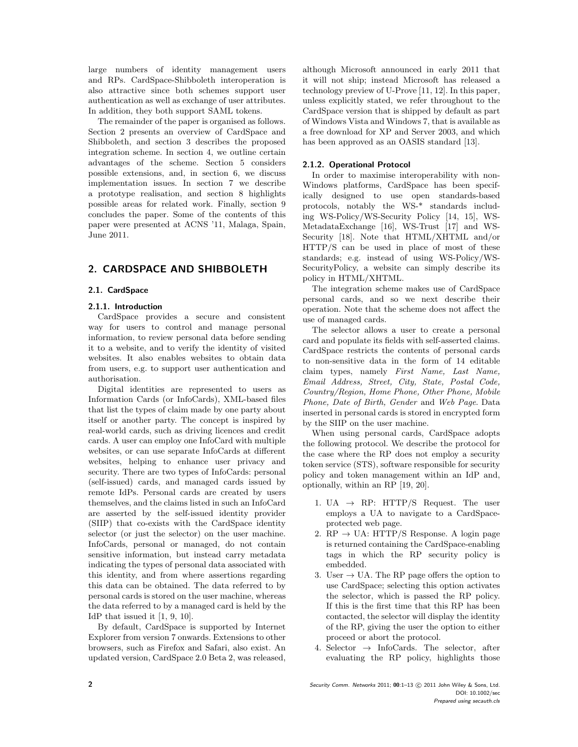large numbers of identity management users and RPs. CardSpace-Shibboleth interoperation is also attractive since both schemes support user authentication as well as exchange of user attributes. In addition, they both support SAML tokens.

The remainder of the paper is organised as follows. Section 2 presents an overview of CardSpace and Shibboleth, and section 3 describes the proposed integration scheme. In section 4, we outline certain advantages of the scheme. Section 5 considers possible extensions, and, in section 6, we discuss implementation issues. In section 7 we describe a prototype realisation, and section 8 highlights possible areas for related work. Finally, section 9 concludes the paper. Some of the contents of this paper were presented at ACNS '11, Malaga, Spain, June 2011.

## 2. CARDSPACE AND SHIBBOLETH

### 2.1. CardSpace

#### 2.1.1. Introduction

CardSpace provides a secure and consistent way for users to control and manage personal information, to review personal data before sending it to a website, and to verify the identity of visited websites. It also enables websites to obtain data from users, e.g. to support user authentication and authorisation.

Digital identities are represented to users as Information Cards (or InfoCards), XML-based files that list the types of claim made by one party about itself or another party. The concept is inspired by real-world cards, such as driving licences and credit cards. A user can employ one InfoCard with multiple websites, or can use separate InfoCards at different websites, helping to enhance user privacy and security. There are two types of InfoCards: personal (self-issued) cards, and managed cards issued by remote IdPs. Personal cards are created by users themselves, and the claims listed in such an InfoCard are asserted by the self-issued identity provider (SIIP) that co-exists with the CardSpace identity selector (or just the selector) on the user machine. InfoCards, personal or managed, do not contain sensitive information, but instead carry metadata indicating the types of personal data associated with this identity, and from where assertions regarding this data can be obtained. The data referred to by personal cards is stored on the user machine, whereas the data referred to by a managed card is held by the IdP that issued it [1, 9, 10].

By default, CardSpace is supported by Internet Explorer from version 7 onwards. Extensions to other browsers, such as Firefox and Safari, also exist. An updated version, CardSpace 2.0 Beta 2, was released, although Microsoft announced in early 2011 that it will not ship; instead Microsoft has released a technology preview of U-Prove [11, 12]. In this paper, unless explicitly stated, we refer throughout to the CardSpace version that is shipped by default as part of Windows Vista and Windows 7, that is available as a free download for XP and Server 2003, and which has been approved as an OASIS standard [13].

#### 2.1.2. Operational Protocol

In order to maximise interoperability with non-Windows platforms, CardSpace has been specifically designed to use open standards-based protocols, notably the WS-* standards including WS-Policy/WS-Security Policy [14, 15], WS-MetadataExchange [16], WS-Trust [17] and WS-Security [18]. Note that HTML/XHTML and/or HTTP/S can be used in place of most of these standards; e.g. instead of using WS-Policy/WS-SecurityPolicy, a website can simply describe its policy in HTML/XHTML.

The integration scheme makes use of CardSpace personal cards, and so we next describe their operation. Note that the scheme does not affect the use of managed cards.

The selector allows a user to create a personal card and populate its fields with self-asserted claims. CardSpace restricts the contents of personal cards to non-sensitive data in the form of 14 editable claim types, namely *First Name, Last Name, Email Address, Street, City, State, Postal Code, Country/Region, Home Phone, Other Phone, Mobile Phone, Date of Birth, Gender* and *Web Page*. Data inserted in personal cards is stored in encrypted form by the SIIP on the user machine.

When using personal cards, CardSpace adopts the following protocol. We describe the protocol for the case where the RP does not employ a security token service (STS), software responsible for security policy and token management within an IdP and, optionally, within an RP [19, 20].

1. UA → RP: HTTP/S Request. The user employs a UA to navigate to a CardSpace-protected web page.
2. RP → UA: HTTP/S Response. A login page is returned containing the CardSpace-enabling tags in which the RP security policy is embedded.
3. User → UA. The RP page offers the option to use CardSpace; selecting this option activates the selector, which is passed the RP policy. If this is the first time that this RP has been contacted, the selector will display the identity of the RP, giving the user the option to either proceed or abort the protocol.
4. Selector → InfoCards. The selector, after evaluating the RP policy, highlights those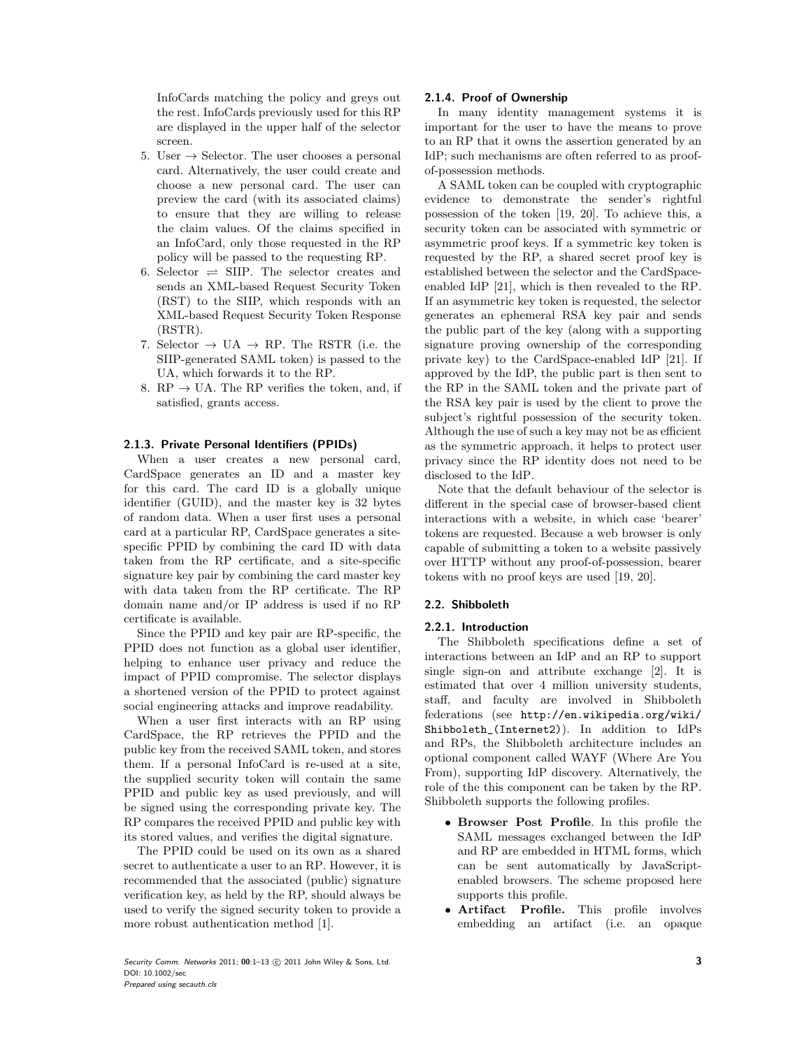InfoCards matching the policy and greys out the rest. InfoCards previously used for this RP are displayed in the upper half of the selector screen.

5. User → Selector. The user chooses a personal card. Alternatively, the user could create and choose a new personal card. The user can preview the card (with its associated claims) to ensure that they are willing to release the claim values. Of the claims specified in an InfoCard, only those requested in the RP policy will be passed to the requesting RP.
6. Selector ⇌ SIIP. The selector creates and sends an XML-based Request Security Token (RST) to the SIIP, which responds with an XML-based Request Security Token Response (RSTR).
7. Selector → UA → RP. The RSTR (i.e. the SIIP-generated SAML token) is passed to the UA, which forwards it to the RP.
8. RP → UA. The RP verifies the token, and, if satisfied, grants access.

#### 2.1.3. Private Personal Identifiers (PPIDs)

When a user creates a new personal card, CardSpace generates an ID and a master key for this card. The card ID is a globally unique identifier (GUID), and the master key is 32 bytes of random data. When a user first uses a personal card at a particular RP, CardSpace generates a site-specific PPID by combining the card ID with data taken from the RP certificate, and a site-specific signature key pair by combining the card master key with data taken from the RP certificate. The RP domain name and/or IP address is used if no RP certificate is available.

Since the PPID and key pair are RP-specific, the PPID does not function as a global user identifier, helping to enhance user privacy and reduce the impact of PPID compromise. The selector displays a shortened version of the PPID to protect against social engineering attacks and improve readability.

When a user first interacts with an RP using CardSpace, the RP retrieves the PPID and the public key from the received SAML token, and stores them. If a personal InfoCard is re-used at a site, the supplied security token will contain the same PPID and public key as used previously, and will be signed using the corresponding private key. The RP compares the received PPID and public key with its stored values, and verifies the digital signature.

The PPID could be used on its own as a shared secret to authenticate a user to an RP. However, it is recommended that the associated (public) signature verification key, as held by the RP, should always be used to verify the signed security token to provide a more robust authentication method [1].

#### 2.1.4. Proof of Ownership

In many identity management systems it is important for the user to have the means to prove to an RP that it owns the assertion generated by an IdP; such mechanisms are often referred to as proof-of-possession methods.

A SAML token can be coupled with cryptographic evidence to demonstrate the sender's rightful possession of the token [19, 20]. To achieve this, a security token can be associated with symmetric or asymmetric proof keys. If a symmetric key token is requested by the RP, a shared secret proof key is established between the selector and the CardSpace-enabled IdP [21], which is then revealed to the RP. If an asymmetric key token is requested, the selector generates an ephemeral RSA key pair and sends the public part of the key (along with a supporting signature proving ownership of the corresponding private key) to the CardSpace-enabled IdP [21]. If approved by the IdP, the public part is then sent to the RP in the SAML token and the private part of the RSA key pair is used by the client to prove the subject's rightful possession of the security token. Although the use of such a key may not be as efficient as the symmetric approach, it helps to protect user privacy since the RP identity does not need to be disclosed to the IdP.

Note that the default behaviour of the selector is different in the special case of browser-based client interactions with a website, in which case 'bearer' tokens are requested. Because a web browser is only capable of submitting a token to a website passively over HTTP without any proof-of-possession, bearer tokens with no proof keys are used [19, 20].

### 2.2. Shibboleth

#### 2.2.1. Introduction

The Shibboleth specifications define a set of interactions between an IdP and an RP to support single sign-on and attribute exchange [2]. It is estimated that over 4 million university students, staff, and faculty are involved in Shibboleth federations (see `http://en.wikipedia.org/wiki/Shibboleth_(Internet2)`). In addition to IdPs and RPs, the Shibboleth architecture includes an optional component called WAYF (Where Are You From), supporting IdP discovery. Alternatively, the role of the this component can be taken by the RP. Shibboleth supports the following profiles.

- **Browser Post Profile**. In this profile the SAML messages exchanged between the IdP and RP are embedded in HTML forms, which can be sent automatically by JavaScript-enabled browsers. The scheme proposed here supports this profile.
- **Artifact Profile.** This profile involves embedding an artifact (i.e. an opaque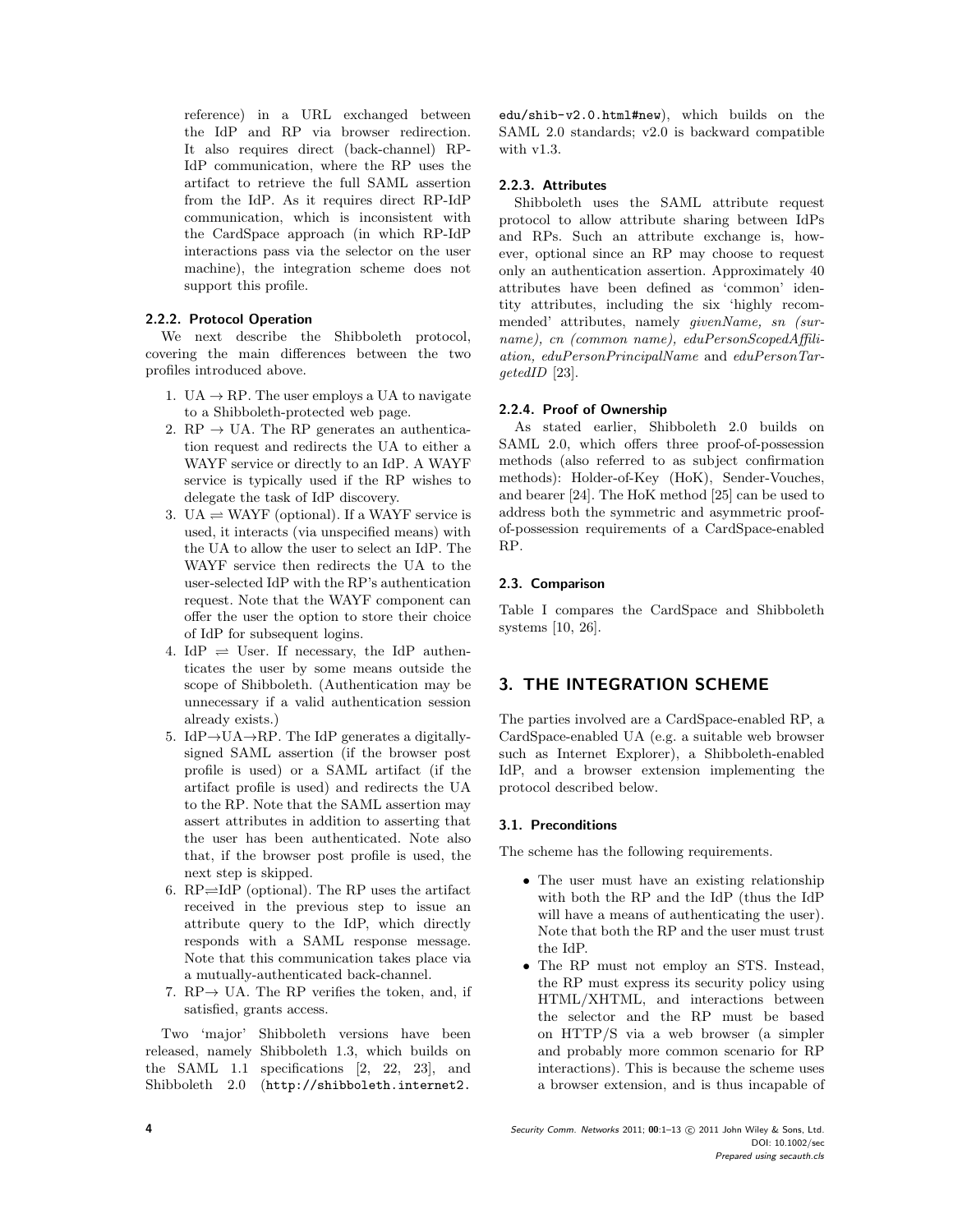reference) in a URL exchanged between the IdP and RP via browser redirection. It also requires direct (back-channel) RP-IdP communication, where the RP uses the artifact to retrieve the full SAML assertion from the IdP. As it requires direct RP-IdP communication, which is inconsistent with the CardSpace approach (in which RP-IdP interactions pass via the selector on the user machine), the integration scheme does not support this profile.

#### 2.2.2. Protocol Operation

We next describe the Shibboleth protocol, covering the main differences between the two profiles introduced above.

1. UA → RP. The user employs a UA to navigate to a Shibboleth-protected web page.
2. RP → UA. The RP generates an authentication request and redirects the UA to either a WAYF service or directly to an IdP. A WAYF service is typically used if the RP wishes to delegate the task of IdP discovery.
3. UA ⇌ WAYF (optional). If a WAYF service is used, it interacts (via unspecified means) with the UA to allow the user to select an IdP. The WAYF service then redirects the UA to the user-selected IdP with the RP's authentication request. Note that the WAYF component can offer the user the option to store their choice of IdP for subsequent logins.
4. IdP ⇌ User. If necessary, the IdP authenticates the user by some means outside the scope of Shibboleth. (Authentication may be unnecessary if a valid authentication session already exists.)
5. IdP→UA→RP. The IdP generates a digitally-signed SAML assertion (if the browser post profile is used) or a SAML artifact (if the artifact profile is used) and redirects the UA to the RP. Note that the SAML assertion may assert attributes in addition to asserting that the user has been authenticated. Note also that, if the browser post profile is used, the next step is skipped.
6. RP⇌IdP (optional). The RP uses the artifact received in the previous step to issue an attribute query to the IdP, which directly responds with a SAML response message. Note that this communication takes place via a mutually-authenticated back-channel.
7. RP→ UA. The RP verifies the token, and, if satisfied, grants access.

Two 'major' Shibboleth versions have been released, namely Shibboleth 1.3, which builds on the SAML 1.1 specifications [2, 22, 23], and Shibboleth 2.0 (`http://shibboleth.internet2.edu/shib-v2.0.html#new`), which builds on the SAML 2.0 standards; v2.0 is backward compatible with v1.3.

#### 2.2.3. Attributes

Shibboleth uses the SAML attribute request protocol to allow attribute sharing between IdPs and RPs. Such an attribute exchange is, however, optional since an RP may choose to request only an authentication assertion. Approximately 40 attributes have been defined as 'common' identity attributes, including the six 'highly recommended' attributes, namely *givenName, sn (surname), cn (common name), eduPersonScopedAffiliation, eduPersonPrincipalName* and *eduPersonTargetedID* [23].

#### 2.2.4. Proof of Ownership

As stated earlier, Shibboleth 2.0 builds on SAML 2.0, which offers three proof-of-possession methods (also referred to as subject confirmation methods): Holder-of-Key (HoK), Sender-Vouches, and bearer [24]. The HoK method [25] can be used to address both the symmetric and asymmetric proof-of-possession requirements of a CardSpace-enabled RP.

### 2.3. Comparison

Table I compares the CardSpace and Shibboleth systems [10, 26].

## 3. THE INTEGRATION SCHEME

The parties involved are a CardSpace-enabled RP, a CardSpace-enabled UA (e.g. a suitable web browser such as Internet Explorer), a Shibboleth-enabled IdP, and a browser extension implementing the protocol described below.

### 3.1. Preconditions

The scheme has the following requirements.

- The user must have an existing relationship with both the RP and the IdP (thus the IdP will have a means of authenticating the user). Note that both the RP and the user must trust the IdP.
- The RP must not employ an STS. Instead, the RP must express its security policy using HTML/XHTML, and interactions between the selector and the RP must be based on HTTP/S via a web browser (a simpler and probably more common scenario for RP interactions). This is because the scheme uses a browser extension, and is thus incapable of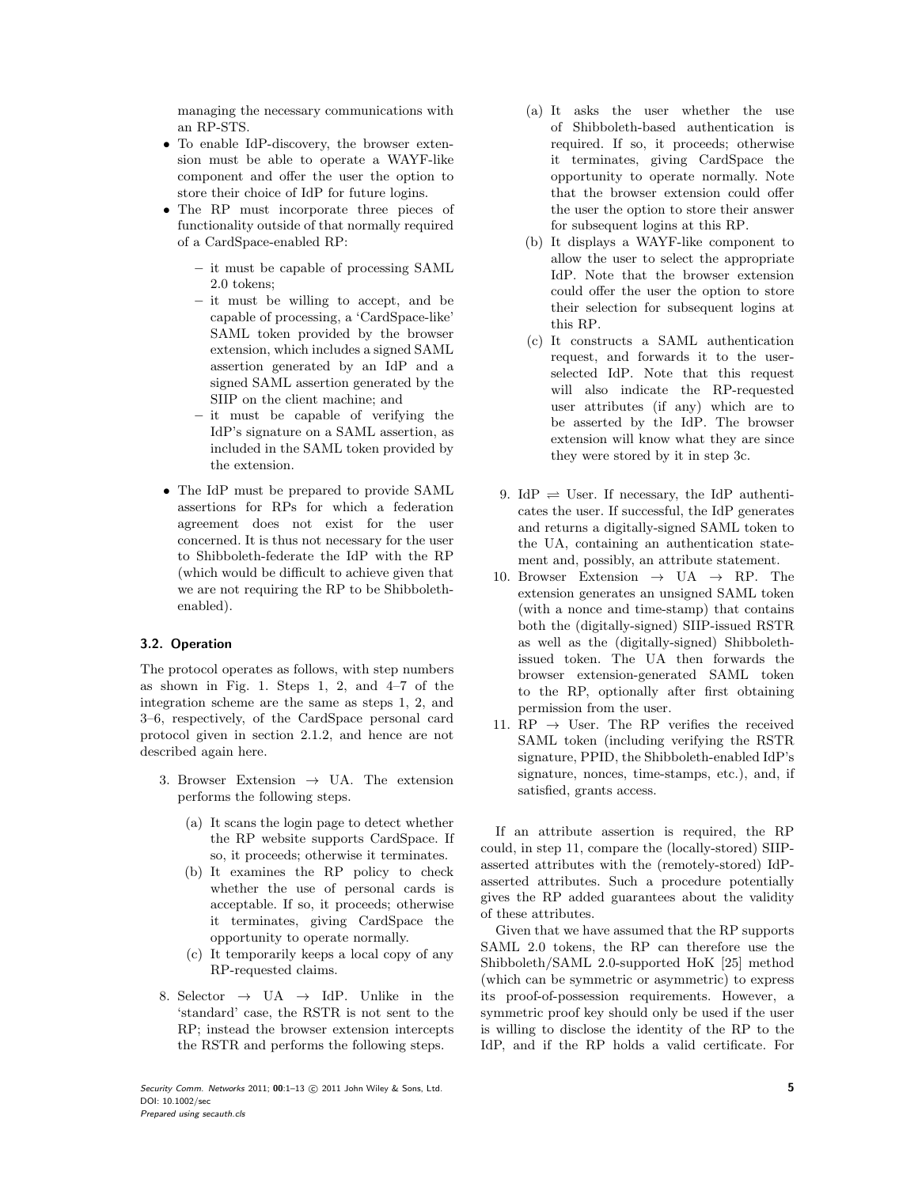managing the necessary communications with an RP-STS.

- To enable IdP-discovery, the browser extension must be able to operate a WAYF-like component and offer the user the option to store their choice of IdP for future logins.
- The RP must incorporate three pieces of functionality outside of that normally required of a CardSpace-enabled RP:
  - it must be capable of processing SAML 2.0 tokens;
  - it must be willing to accept, and be capable of processing, a 'CardSpace-like' SAML token provided by the browser extension, which includes a signed SAML assertion generated by an IdP and a signed SAML assertion generated by the SIIP on the client machine; and
  - it must be capable of verifying the IdP's signature on a SAML assertion, as included in the SAML token provided by the extension.
- The IdP must be prepared to provide SAML assertions for RPs for which a federation agreement does not exist for the user concerned. It is thus not necessary for the user to Shibboleth-federate the IdP with the RP (which would be difficult to achieve given that we are not requiring the RP to be Shibboleth-enabled).

### 3.2. Operation

The protocol operates as follows, with step numbers as shown in Fig. 1. Steps 1, 2, and 4–7 of the integration scheme are the same as steps 1, 2, and 3–6, respectively, of the CardSpace personal card protocol given in section 2.1.2, and hence are not described again here.

3. Browser Extension → UA. The extension performs the following steps.
   (a) It scans the login page to detect whether the RP website supports CardSpace. If so, it proceeds; otherwise it terminates.
   (b) It examines the RP policy to check whether the use of personal cards is acceptable. If so, it proceeds; otherwise it terminates, giving CardSpace the opportunity to operate normally.
   (c) It temporarily keeps a local copy of any RP-requested claims.

8. Selector → UA → IdP. Unlike in the 'standard' case, the RSTR is not sent to the RP; instead the browser extension intercepts the RSTR and performs the following steps.
   (a) It asks the user whether the use of Shibboleth-based authentication is required. If so, it proceeds; otherwise it terminates, giving CardSpace the opportunity to operate normally. Note that the browser extension could offer the user the option to store their answer for subsequent logins at this RP.
   (b) It displays a WAYF-like component to allow the user to select the appropriate IdP. Note that the browser extension could offer the user the option to store their selection for subsequent logins at this RP.
   (c) It constructs a SAML authentication request, and forwards it to the user-selected IdP. Note that this request will also indicate the RP-requested user attributes (if any) which are to be asserted by the IdP. The browser extension will know what they are since they were stored by it in step 3c.

9. IdP $\rightleftharpoons$ User. If necessary, the IdP authenticates the user. If successful, the IdP generates and returns a digitally-signed SAML token to the UA, containing an authentication statement and, possibly, an attribute statement.
10. Browser Extension → UA → RP. The extension generates an unsigned SAML token (with a nonce and time-stamp) that contains both the (digitally-signed) SIIP-issued RSTR as well as the (digitally-signed) Shibboleth-issued token. The UA then forwards the browser extension-generated SAML token to the RP, optionally after first obtaining permission from the user.
11. RP → User. The RP verifies the received SAML token (including verifying the RSTR signature, PPID, the Shibboleth-enabled IdP's signature, nonces, time-stamps, etc.), and, if satisfied, grants access.

If an attribute assertion is required, the RP could, in step 11, compare the (locally-stored) SIIP-asserted attributes with the (remotely-stored) IdP-asserted attributes. Such a procedure potentially gives the RP added guarantees about the validity of these attributes.

Given that we have assumed that the RP supports SAML 2.0 tokens, the RP can therefore use the Shibboleth/SAML 2.0-supported HoK [25] method (which can be symmetric or asymmetric) to express its proof-of-possession requirements. However, a symmetric proof key should only be used if the user is willing to disclose the identity of the RP to the IdP, and if the RP holds a valid certificate. For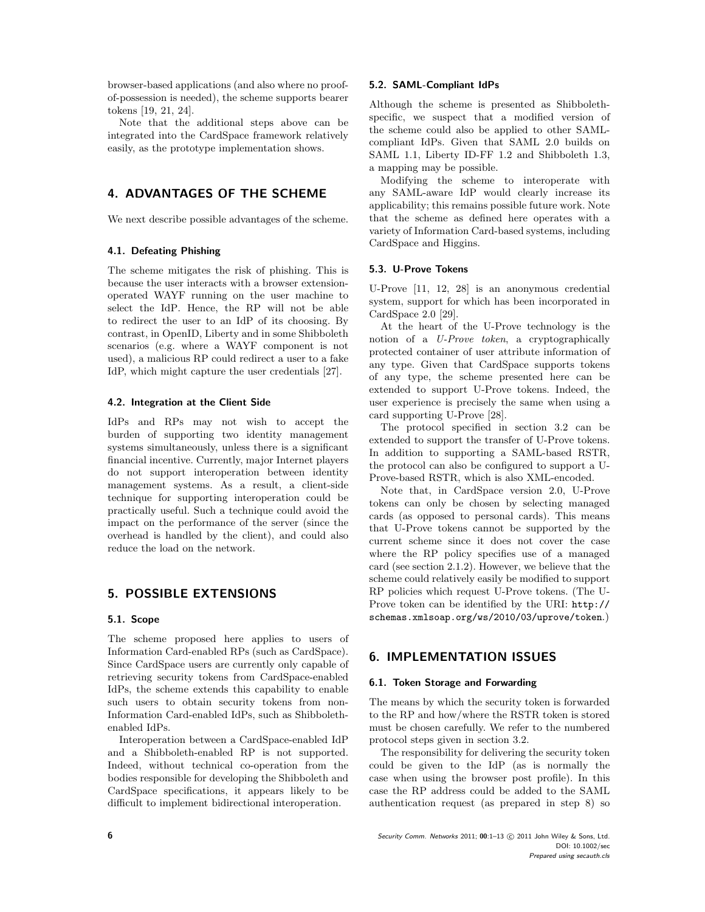browser-based applications (and also where no proof-of-possession is needed), the scheme supports bearer tokens [19, 21, 24].

Note that the additional steps above can be integrated into the CardSpace framework relatively easily, as the prototype implementation shows.

## 4. ADVANTAGES OF THE SCHEME

We next describe possible advantages of the scheme.

### 4.1. Defeating Phishing

The scheme mitigates the risk of phishing. This is because the user interacts with a browser extension-operated WAYF running on the user machine to select the IdP. Hence, the RP will not be able to redirect the user to an IdP of its choosing. By contrast, in OpenID, Liberty and in some Shibboleth scenarios (e.g. where a WAYF component is not used), a malicious RP could redirect a user to a fake IdP, which might capture the user credentials [27].

### 4.2. Integration at the Client Side

IdPs and RPs may not wish to accept the burden of supporting two identity management systems simultaneously, unless there is a significant financial incentive. Currently, major Internet players do not support interoperation between identity management systems. As a result, a client-side technique for supporting interoperation could be practically useful. Such a technique could avoid the impact on the performance of the server (since the overhead is handled by the client), and could also reduce the load on the network.

## 5. POSSIBLE EXTENSIONS

### 5.1. Scope

The scheme proposed here applies to users of Information Card-enabled RPs (such as CardSpace). Since CardSpace users are currently only capable of retrieving security tokens from CardSpace-enabled IdPs, the scheme extends this capability to enable such users to obtain security tokens from non-Information Card-enabled IdPs, such as Shibboleth-enabled IdPs.

Interoperation between a CardSpace-enabled IdP and a Shibboleth-enabled RP is not supported. Indeed, without technical co-operation from the bodies responsible for developing the Shibboleth and CardSpace specifications, it appears likely to be difficult to implement bidirectional interoperation.

### 5.2. SAML-Compliant IdPs

Although the scheme is presented as Shibboleth-specific, we suspect that a modified version of the scheme could also be applied to other SAML-compliant IdPs. Given that SAML 2.0 builds on SAML 1.1, Liberty ID-FF 1.2 and Shibboleth 1.3, a mapping may be possible.

Modifying the scheme to interoperate with any SAML-aware IdP would clearly increase its applicability; this remains possible future work. Note that the scheme as defined here operates with a variety of Information Card-based systems, including CardSpace and Higgins.

### 5.3. U-Prove Tokens

U-Prove [11, 12, 28] is an anonymous credential system, support for which has been incorporated in CardSpace 2.0 [29].

At the heart of the U-Prove technology is the notion of a *U-Prove token*, a cryptographically protected container of user attribute information of any type. Given that CardSpace supports tokens of any type, the scheme presented here can be extended to support U-Prove tokens. Indeed, the user experience is precisely the same when using a card supporting U-Prove [28].

The protocol specified in section 3.2 can be extended to support the transfer of U-Prove tokens. In addition to supporting a SAML-based RSTR, the protocol can also be configured to support a U-Prove-based RSTR, which is also XML-encoded.

Note that, in CardSpace version 2.0, U-Prove tokens can only be chosen by selecting managed cards (as opposed to personal cards). This means that U-Prove tokens cannot be supported by the current scheme since it does not cover the case where the RP policy specifies use of a managed card (see section 2.1.2). However, we believe that the scheme could relatively easily be modified to support RP policies which request U-Prove tokens. (The U-Prove token can be identified by the URI: `http://schemas.xmlsoap.org/ws/2010/03/uprove/token`.)

## 6. IMPLEMENTATION ISSUES

### 6.1. Token Storage and Forwarding

The means by which the security token is forwarded to the RP and how/where the RSTR token is stored must be chosen carefully. We refer to the numbered protocol steps given in section 3.2.

The responsibility for delivering the security token could be given to the IdP (as is normally the case when using the browser post profile). In this case the RP address could be added to the SAML authentication request (as prepared in step 8) so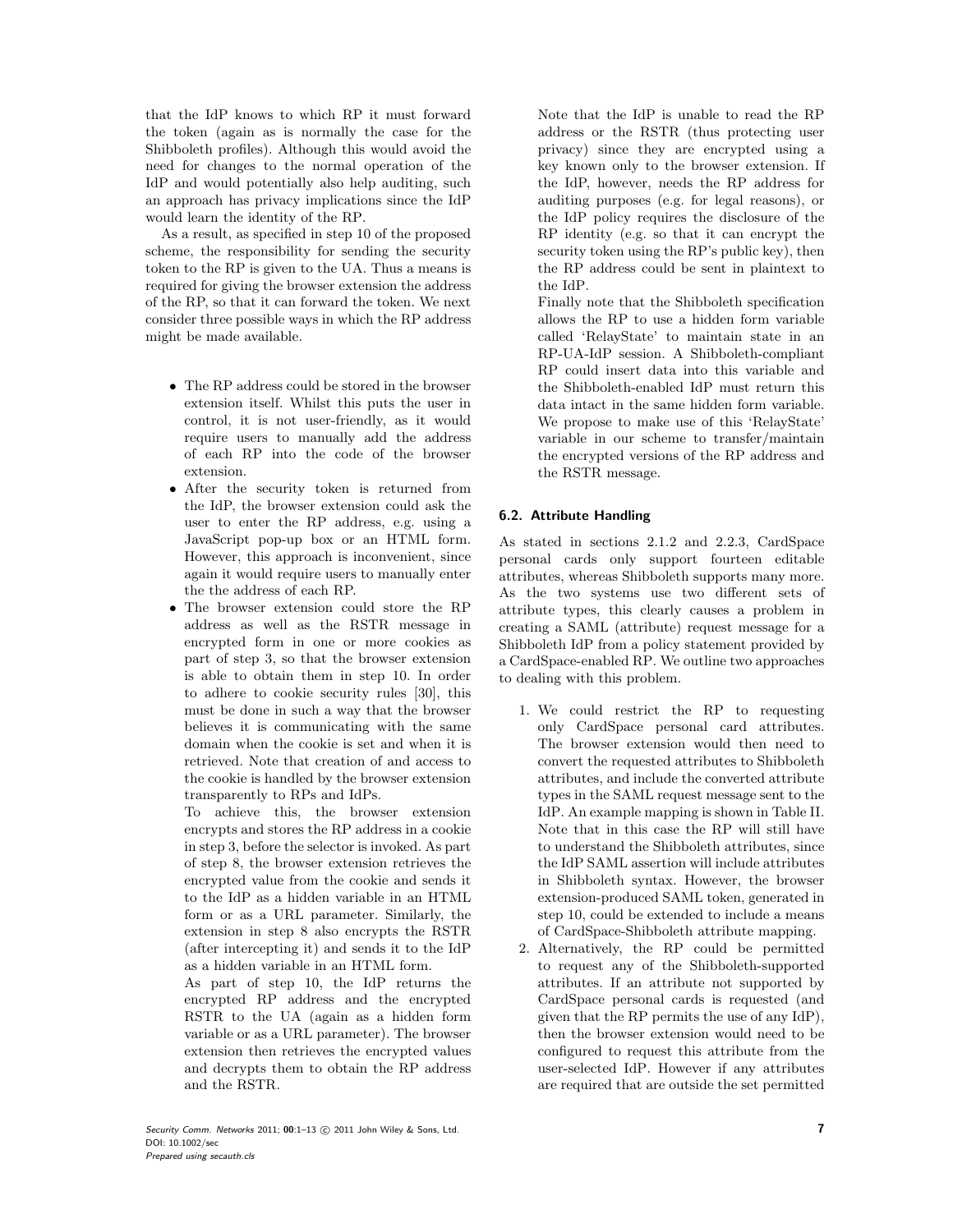that the IdP knows to which RP it must forward the token (again as is normally the case for the Shibboleth profiles). Although this would avoid the need for changes to the normal operation of the IdP and would potentially also help auditing, such an approach has privacy implications since the IdP would learn the identity of the RP.

As a result, as specified in step 10 of the proposed scheme, the responsibility for sending the security token to the RP is given to the UA. Thus a means is required for giving the browser extension the address of the RP, so that it can forward the token. We next consider three possible ways in which the RP address might be made available.

- The RP address could be stored in the browser extension itself. Whilst this puts the user in control, it is not user-friendly, as it would require users to manually add the address of each RP into the code of the browser extension.
- After the security token is returned from the IdP, the browser extension could ask the user to enter the RP address, e.g. using a JavaScript pop-up box or an HTML form. However, this approach is inconvenient, since again it would require users to manually enter the the address of each RP.
- The browser extension could store the RP address as well as the RSTR message in encrypted form in one or more cookies as part of step 3, so that the browser extension is able to obtain them in step 10. In order to adhere to cookie security rules [30], this must be done in such a way that the browser believes it is communicating with the same domain when the cookie is set and when it is retrieved. Note that creation of and access to the cookie is handled by the browser extension transparently to RPs and IdPs.

  To achieve this, the browser extension encrypts and stores the RP address in a cookie in step 3, before the selector is invoked. As part of step 8, the browser extension retrieves the encrypted value from the cookie and sends it to the IdP as a hidden variable in an HTML form or as a URL parameter. Similarly, the extension in step 8 also encrypts the RSTR (after intercepting it) and sends it to the IdP as a hidden variable in an HTML form.

  As part of step 10, the IdP returns the encrypted RP address and the encrypted RSTR to the UA (again as a hidden form variable or as a URL parameter). The browser extension then retrieves the encrypted values and decrypts them to obtain the RP address and the RSTR.

  Note that the IdP is unable to read the RP address or the RSTR (thus protecting user privacy) since they are encrypted using a key known only to the browser extension. If the IdP, however, needs the RP address for auditing purposes (e.g. for legal reasons), or the IdP policy requires the disclosure of the RP identity (e.g. so that it can encrypt the security token using the RP's public key), then the RP address could be sent in plaintext to the IdP.

  Finally note that the Shibboleth specification allows the RP to use a hidden form variable called 'RelayState' to maintain state in an RP-UA-IdP session. A Shibboleth-compliant RP could insert data into this variable and the Shibboleth-enabled IdP must return this data intact in the same hidden form variable. We propose to make use of this 'RelayState' variable in our scheme to transfer/maintain the encrypted versions of the RP address and the RSTR message.

### 6.2. Attribute Handling

As stated in sections 2.1.2 and 2.2.3, CardSpace personal cards only support fourteen editable attributes, whereas Shibboleth supports many more. As the two systems use two different sets of attribute types, this clearly causes a problem in creating a SAML (attribute) request message for a Shibboleth IdP from a policy statement provided by a CardSpace-enabled RP. We outline two approaches to dealing with this problem.

1. We could restrict the RP to requesting only CardSpace personal card attributes. The browser extension would then need to convert the requested attributes to Shibboleth attributes, and include the converted attribute types in the SAML request message sent to the IdP. An example mapping is shown in Table II. Note that in this case the RP will still have to understand the Shibboleth attributes, since the IdP SAML assertion will include attributes in Shibboleth syntax. However, the browser extension-produced SAML token, generated in step 10, could be extended to include a means of CardSpace-Shibboleth attribute mapping.
2. Alternatively, the RP could be permitted to request any of the Shibboleth-supported attributes. If an attribute not supported by CardSpace personal cards is requested (and given that the RP permits the use of any IdP), then the browser extension would need to be configured to request this attribute from the user-selected IdP. However if any attributes are required that are outside the set permitted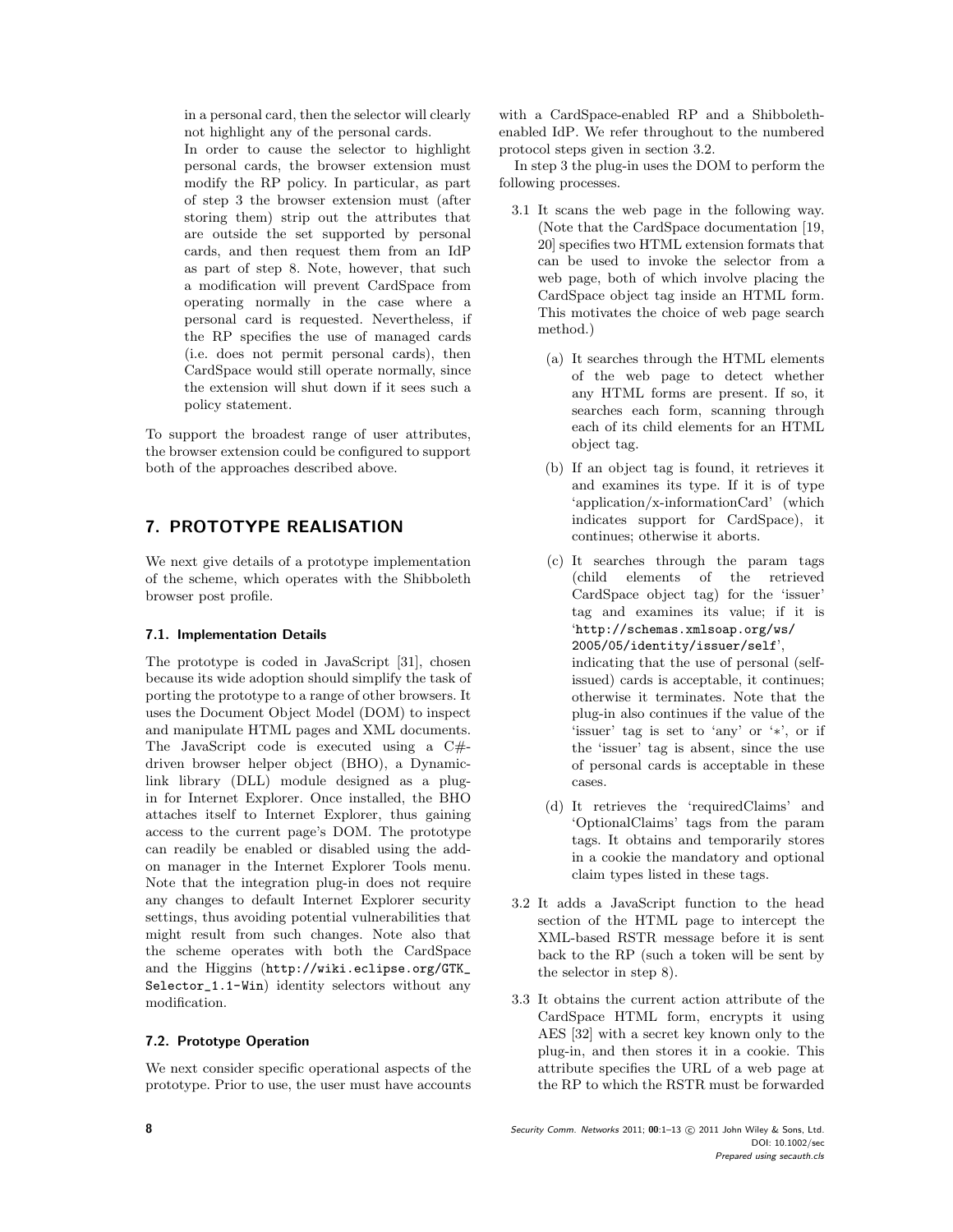in a personal card, then the selector will clearly not highlight any of the personal cards.

In order to cause the selector to highlight personal cards, the browser extension must modify the RP policy. In particular, as part of step 3 the browser extension must (after storing them) strip out the attributes that are outside the set supported by personal cards, and then request them from an IdP as part of step 8. Note, however, that such a modification will prevent CardSpace from operating normally in the case where a personal card is requested. Nevertheless, if the RP specifies the use of managed cards (i.e. does not permit personal cards), then CardSpace would still operate normally, since the extension will shut down if it sees such a policy statement.

To support the broadest range of user attributes, the browser extension could be configured to support both of the approaches described above.

## 7. PROTOTYPE REALISATION

We next give details of a prototype implementation of the scheme, which operates with the Shibboleth browser post profile.

### 7.1. Implementation Details

The prototype is coded in JavaScript [31], chosen because its wide adoption should simplify the task of porting the prototype to a range of other browsers. It uses the Document Object Model (DOM) to inspect and manipulate HTML pages and XML documents. The JavaScript code is executed using a C#-driven browser helper object (BHO), a Dynamic-link library (DLL) module designed as a plug-in for Internet Explorer. Once installed, the BHO attaches itself to Internet Explorer, thus gaining access to the current page's DOM. The prototype can readily be enabled or disabled using the add-on manager in the Internet Explorer Tools menu. Note that the integration plug-in does not require any changes to default Internet Explorer security settings, thus avoiding potential vulnerabilities that might result from such changes. Note also that the scheme operates with both the CardSpace and the Higgins (`http://wiki.eclipse.org/GTK_Selector_1.1-Win`) identity selectors without any modification.

### 7.2. Prototype Operation

We next consider specific operational aspects of the prototype. Prior to use, the user must have accounts with a CardSpace-enabled RP and a Shibboleth-enabled IdP. We refer throughout to the numbered protocol steps given in section 3.2.

In step 3 the plug-in uses the DOM to perform the following processes.

3.1 It scans the web page in the following way. (Note that the CardSpace documentation [19, 20] specifies two HTML extension formats that can be used to invoke the selector from a web page, both of which involve placing the CardSpace object tag inside an HTML form. This motivates the choice of web page search method.)

  (a) It searches through the HTML elements of the web page to detect whether any HTML forms are present. If so, it searches each form, scanning through each of its child elements for an HTML object tag.

  (b) If an object tag is found, it retrieves it and examines its type. If it is of type 'application/x-informationCard' (which indicates support for CardSpace), it continues; otherwise it aborts.

  (c) It searches through the param tags (child elements of the retrieved CardSpace object tag) for the 'issuer' tag and examines its value; if it is '`http://schemas.xmlsoap.org/ws/2005/05/identity/issuer/self`', indicating that the use of personal (self-issued) cards is acceptable, it continues; otherwise it terminates. Note that the plug-in also continues if the value of the 'issuer' tag is set to 'any' or '*', or if the 'issuer' tag is absent, since the use of personal cards is acceptable in these cases.

  (d) It retrieves the 'requiredClaims' and 'OptionalClaims' tags from the param tags. It obtains and temporarily stores in a cookie the mandatory and optional claim types listed in these tags.

3.2 It adds a JavaScript function to the head section of the HTML page to intercept the XML-based RSTR message before it is sent back to the RP (such a token will be sent by the selector in step 8).

3.3 It obtains the current action attribute of the CardSpace HTML form, encrypts it using AES [32] with a secret key known only to the plug-in, and then stores it in a cookie. This attribute specifies the URL of a web page at the RP to which the RSTR must be forwarded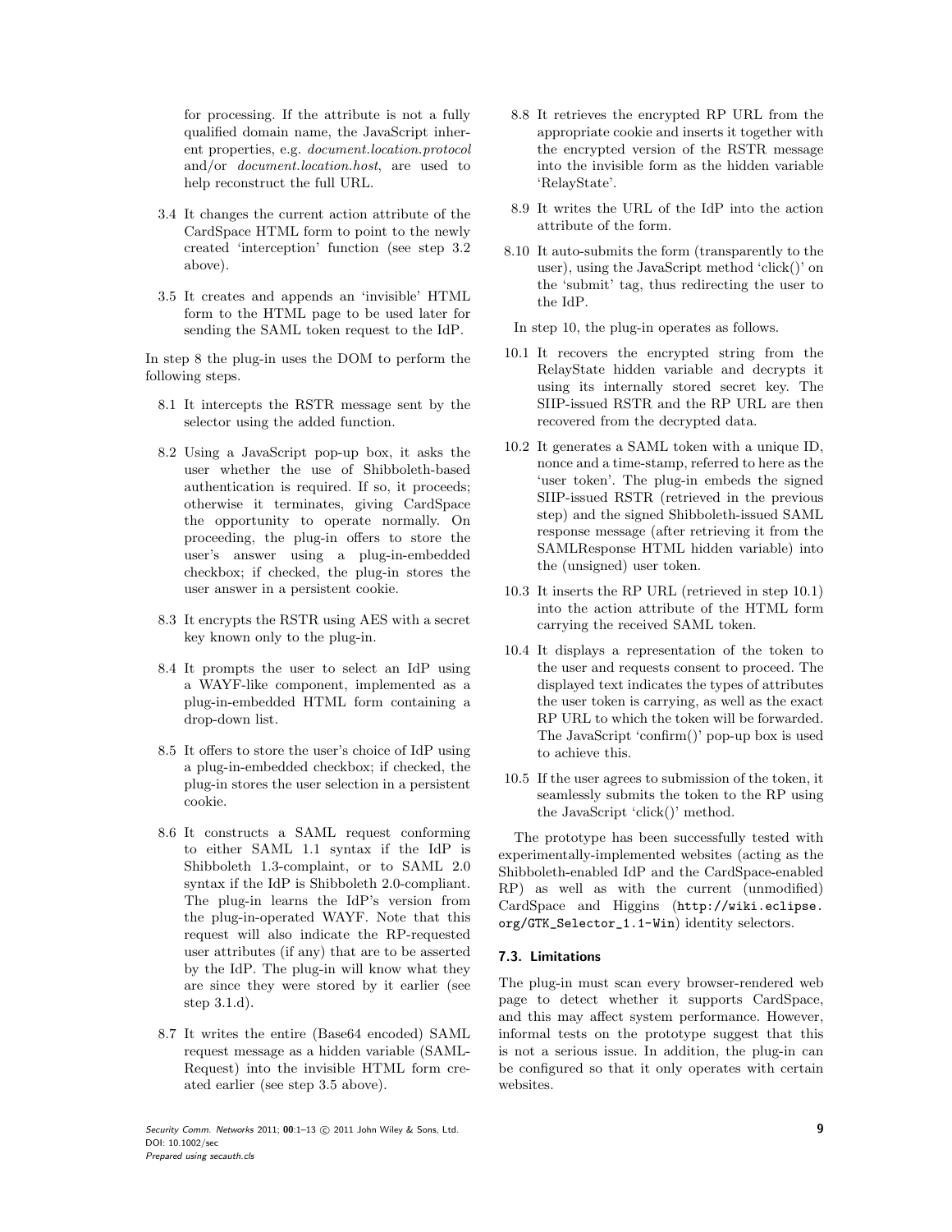for processing. If the attribute is not a fully qualified domain name, the JavaScript inherent properties, e.g. *document.location.protocol* and/or *document.location.host*, are used to help reconstruct the full URL.

3.4 It changes the current action attribute of the CardSpace HTML form to point to the newly created 'interception' function (see step 3.2 above).

3.5 It creates and appends an 'invisible' HTML form to the HTML page to be used later for sending the SAML token request to the IdP.

In step 8 the plug-in uses the DOM to perform the following steps.

8.1 It intercepts the RSTR message sent by the selector using the added function.

8.2 Using a JavaScript pop-up box, it asks the user whether the use of Shibboleth-based authentication is required. If so, it proceeds; otherwise it terminates, giving CardSpace the opportunity to operate normally. On proceeding, the plug-in offers to store the user's answer using a plug-in-embedded checkbox; if checked, the plug-in stores the user answer in a persistent cookie.

8.3 It encrypts the RSTR using AES with a secret key known only to the plug-in.

8.4 It prompts the user to select an IdP using a WAYF-like component, implemented as a plug-in-embedded HTML form containing a drop-down list.

8.5 It offers to store the user's choice of IdP using a plug-in-embedded checkbox; if checked, the plug-in stores the user selection in a persistent cookie.

8.6 It constructs a SAML request conforming to either SAML 1.1 syntax if the IdP is Shibboleth 1.3-complaint, or to SAML 2.0 syntax if the IdP is Shibboleth 2.0-compliant. The plug-in learns the IdP's version from the plug-in-operated WAYF. Note that this request will also indicate the RP-requested user attributes (if any) that are to be asserted by the IdP. The plug-in will know what they are since they were stored by it earlier (see step 3.1.d).

8.7 It writes the entire (Base64 encoded) SAML request message as a hidden variable (SAMLRequest) into the invisible HTML form created earlier (see step 3.5 above).

8.8 It retrieves the encrypted RP URL from the appropriate cookie and inserts it together with the encrypted version of the RSTR message into the invisible form as the hidden variable 'RelayState'.

8.9 It writes the URL of the IdP into the action attribute of the form.

8.10 It auto-submits the form (transparently to the user), using the JavaScript method 'click()' on the 'submit' tag, thus redirecting the user to the IdP.

In step 10, the plug-in operates as follows.

10.1 It recovers the encrypted string from the RelayState hidden variable and decrypts it using its internally stored secret key. The SIIP-issued RSTR and the RP URL are then recovered from the decrypted data.

10.2 It generates a SAML token with a unique ID, nonce and a time-stamp, referred to here as the 'user token'. The plug-in embeds the signed SIIP-issued RSTR (retrieved in the previous step) and the signed Shibboleth-issued SAML response message (after retrieving it from the SAMLResponse HTML hidden variable) into the (unsigned) user token.

10.3 It inserts the RP URL (retrieved in step 10.1) into the action attribute of the HTML form carrying the received SAML token.

10.4 It displays a representation of the token to the user and requests consent to proceed. The displayed text indicates the types of attributes the user token is carrying, as well as the exact RP URL to which the token will be forwarded. The JavaScript 'confirm()' pop-up box is used to achieve this.

10.5 If the user agrees to submission of the token, it seamlessly submits the token to the RP using the JavaScript 'click()' method.

The prototype has been successfully tested with experimentally-implemented websites (acting as the Shibboleth-enabled IdP and the CardSpace-enabled RP) as well as with the current (unmodified) CardSpace and Higgins (`http://wiki.eclipse.org/GTK_Selector_1.1-Win`) identity selectors.

### 7.3. Limitations

The plug-in must scan every browser-rendered web page to detect whether it supports CardSpace, and this may affect system performance. However, informal tests on the prototype suggest that this is not a serious issue. In addition, the plug-in can be configured so that it only operates with certain websites.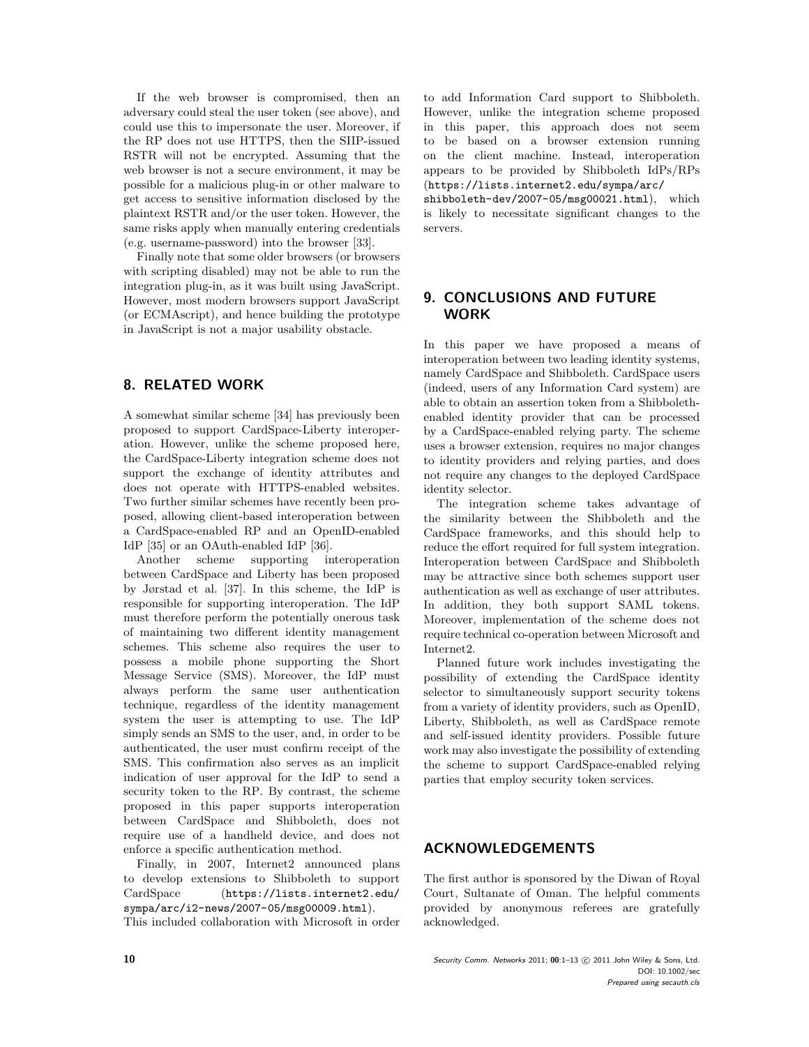If the web browser is compromised, then an adversary could steal the user token (see above), and could use this to impersonate the user. Moreover, if the RP does not use HTTPS, then the SIIP-issued RSTR will not be encrypted. Assuming that the web browser is not a secure environment, it may be possible for a malicious plug-in or other malware to get access to sensitive information disclosed by the plaintext RSTR and/or the user token. However, the same risks apply when manually entering credentials (e.g. username-password) into the browser [33].

Finally note that some older browsers (or browsers with scripting disabled) may not be able to run the integration plug-in, as it was built using JavaScript. However, most modern browsers support JavaScript (or ECMAscript), and hence building the prototype in JavaScript is not a major usability obstacle.

## 8. RELATED WORK

A somewhat similar scheme [34] has previously been proposed to support CardSpace-Liberty interoperation. However, unlike the scheme proposed here, the CardSpace-Liberty integration scheme does not support the exchange of identity attributes and does not operate with HTTPS-enabled websites. Two further similar schemes have recently been proposed, allowing client-based interoperation between a CardSpace-enabled RP and an OpenID-enabled IdP [35] or an OAuth-enabled IdP [36].

Another scheme supporting interoperation between CardSpace and Liberty has been proposed by Jørstad et al. [37]. In this scheme, the IdP is responsible for supporting interoperation. The IdP must therefore perform the potentially onerous task of maintaining two different identity management schemes. This scheme also requires the user to possess a mobile phone supporting the Short Message Service (SMS). Moreover, the IdP must always perform the same user authentication technique, regardless of the identity management system the user is attempting to use. The IdP simply sends an SMS to the user, and, in order to be authenticated, the user must confirm receipt of the SMS. This confirmation also serves as an implicit indication of user approval for the IdP to send a security token to the RP. By contrast, the scheme proposed in this paper supports interoperation between CardSpace and Shibboleth, does not require use of a handheld device, and does not enforce a specific authentication method.

Finally, in 2007, Internet2 announced plans to develop extensions to Shibboleth to support CardSpace (`https://lists.internet2.edu/sympa/arc/i2-news/2007-05/msg00009.html`). This included collaboration with Microsoft in order to add Information Card support to Shibboleth. However, unlike the integration scheme proposed in this paper, this approach does not seem to be based on a browser extension running on the client machine. Instead, interoperation appears to be provided by Shibboleth IdPs/RPs (`https://lists.internet2.edu/sympa/arc/shibboleth-dev/2007-05/msg00021.html`), which is likely to necessitate significant changes to the servers.

## 9. CONCLUSIONS AND FUTURE WORK

In this paper we have proposed a means of interoperation between two leading identity systems, namely CardSpace and Shibboleth. CardSpace users (indeed, users of any Information Card system) are able to obtain an assertion token from a Shibboleth-enabled identity provider that can be processed by a CardSpace-enabled relying party. The scheme uses a browser extension, requires no major changes to identity providers and relying parties, and does not require any changes to the deployed CardSpace identity selector.

The integration scheme takes advantage of the similarity between the Shibboleth and the CardSpace frameworks, and this should help to reduce the effort required for full system integration. Interoperation between CardSpace and Shibboleth may be attractive since both schemes support user authentication as well as exchange of user attributes. In addition, they both support SAML tokens. Moreover, implementation of the scheme does not require technical co-operation between Microsoft and Internet2.

Planned future work includes investigating the possibility of extending the CardSpace identity selector to simultaneously support security tokens from a variety of identity providers, such as OpenID, Liberty, Shibboleth, as well as CardSpace remote and self-issued identity providers. Possible future work may also investigate the possibility of extending the scheme to support CardSpace-enabled relying parties that employ security token services.

## ACKNOWLEDGEMENTS

The first author is sponsored by the Diwan of Royal Court, Sultanate of Oman. The helpful comments provided by anonymous referees are gratefully acknowledged.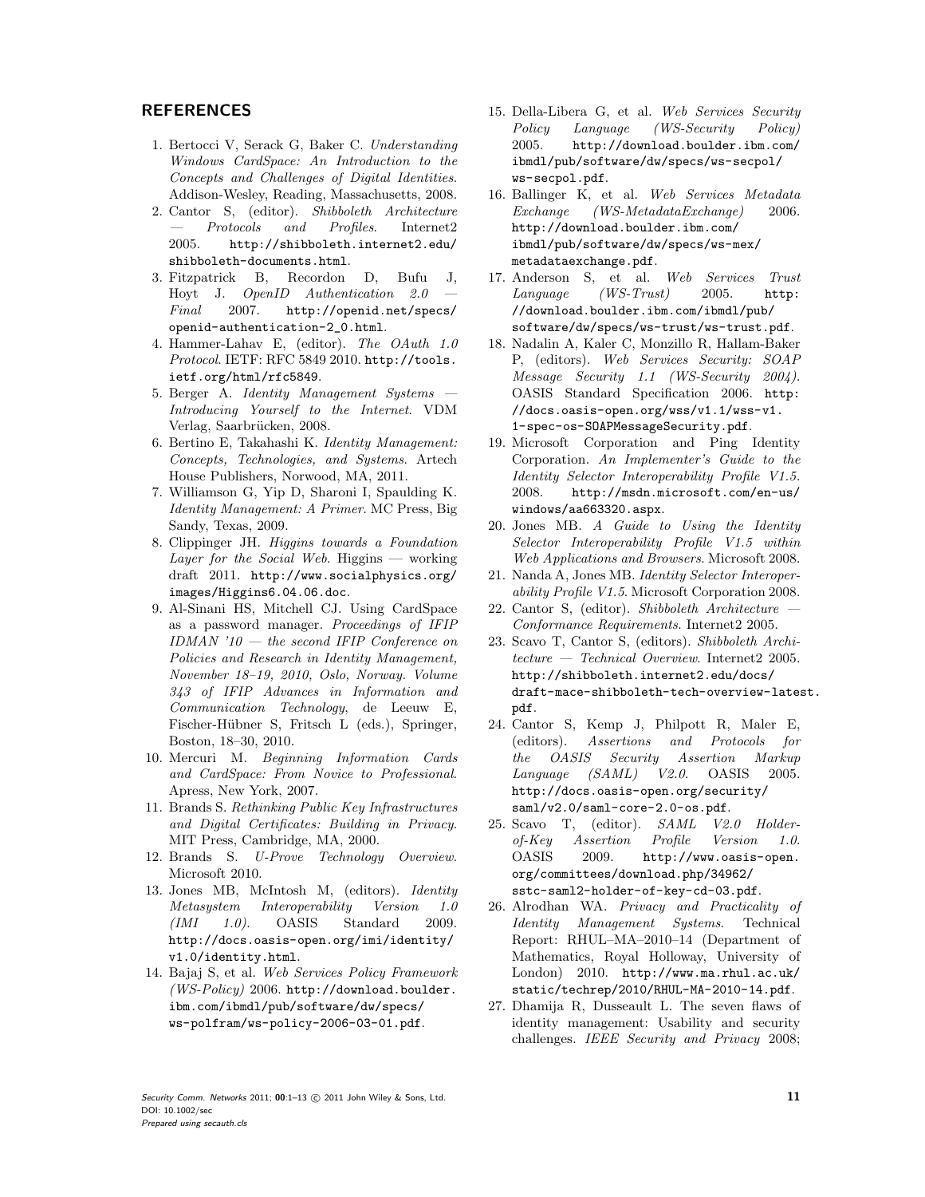## REFERENCES

1. Bertocci V, Serack G, Baker C. *Understanding Windows CardSpace: An Introduction to the Concepts and Challenges of Digital Identities*. Addison-Wesley, Reading, Massachusetts, 2008.
2. Cantor S, (editor). *Shibboleth Architecture — Protocols and Profiles*. Internet2 2005. http://shibboleth.internet2.edu/shibboleth-documents.html.
3. Fitzpatrick B, Recordon D, Bufu J, Hoyt J. *OpenID Authentication 2.0 — Final* 2007. http://openid.net/specs/openid-authentication-2_0.html.
4. Hammer-Lahav E, (editor). *The OAuth 1.0 Protocol*. IETF: RFC 5849 2010. http://tools.ietf.org/html/rfc5849.
5. Berger A. *Identity Management Systems — Introducing Yourself to the Internet*. VDM Verlag, Saarbrücken, 2008.
6. Bertino E, Takahashi K. *Identity Management: Concepts, Technologies, and Systems*. Artech House Publishers, Norwood, MA, 2011.
7. Williamson G, Yip D, Sharoni I, Spaulding K. *Identity Management: A Primer*. MC Press, Big Sandy, Texas, 2009.
8. Clippinger JH. *Higgins towards a Foundation Layer for the Social Web*. Higgins — working draft 2011. http://www.socialphysics.org/images/Higgins6.04.06.doc.
9. Al-Sinani HS, Mitchell CJ. Using CardSpace as a password manager. *Proceedings of IFIP IDMAN '10 — the second IFIP Conference on Policies and Research in Identity Management, November 18–19, 2010, Oslo, Norway. Volume 343 of IFIP Advances in Information and Communication Technology*, de Leeuw E, Fischer-Hübner S, Fritsch L (eds.), Springer, Boston, 18–30, 2010.
10. Mercuri M. *Beginning Information Cards and CardSpace: From Novice to Professional*. Apress, New York, 2007.
11. Brands S. *Rethinking Public Key Infrastructures and Digital Certificates: Building in Privacy*. MIT Press, Cambridge, MA, 2000.
12. Brands S. *U-Prove Technology Overview*. Microsoft 2010.
13. Jones MB, McIntosh M, (editors). *Identity Metasystem Interoperability Version 1.0 (IMI 1.0)*. OASIS Standard 2009. http://docs.oasis-open.org/imi/identity/v1.0/identity.html.
14. Bajaj S, et al. *Web Services Policy Framework (WS-Policy)* 2006. http://download.boulder.ibm.com/ibmdl/pub/software/dw/specs/ws-polfram/ws-policy-2006-03-01.pdf.
15. Della-Libera G, et al. *Web Services Security Policy Language (WS-Security Policy)* 2005. http://download.boulder.ibm.com/ibmdl/pub/software/dw/specs/ws-secpol/ws-secpol.pdf.
16. Ballinger K, et al. *Web Services Metadata Exchange (WS-MetadataExchange)* 2006. http://download.boulder.ibm.com/ibmdl/pub/software/dw/specs/ws-mex/metadataexchange.pdf.
17. Anderson S, et al. *Web Services Trust Language (WS-Trust)* 2005. http://download.boulder.ibm.com/ibmdl/pub/software/dw/specs/ws-trust/ws-trust.pdf.
18. Nadalin A, Kaler C, Monzillo R, Hallam-Baker P, (editors). *Web Services Security: SOAP Message Security 1.1 (WS-Security 2004)*. OASIS Standard Specification 2006. http://docs.oasis-open.org/wss/v1.1/wss-v1.1-spec-os-SOAPMessageSecurity.pdf.
19. Microsoft Corporation and Ping Identity Corporation. *An Implementer's Guide to the Identity Selector Interoperability Profile V1.5*. 2008. http://msdn.microsoft.com/en-us/windows/aa663320.aspx.
20. Jones MB. *A Guide to Using the Identity Selector Interoperability Profile V1.5 within Web Applications and Browsers*. Microsoft 2008.
21. Nanda A, Jones MB. *Identity Selector Interoperability Profile V1.5*. Microsoft Corporation 2008.
22. Cantor S, (editor). *Shibboleth Architecture — Conformance Requirements*. Internet2 2005.
23. Scavo T, Cantor S, (editors). *Shibboleth Architecture — Technical Overview*. Internet2 2005. http://shibboleth.internet2.edu/docs/draft-mace-shibboleth-tech-overview-latest.pdf.
24. Cantor S, Kemp J, Philpott R, Maler E, (editors). *Assertions and Protocols for the OASIS Security Assertion Markup Language (SAML) V2.0*. OASIS 2005. http://docs.oasis-open.org/security/saml/v2.0/saml-core-2.0-os.pdf.
25. Scavo T, (editor). *SAML V2.0 Holder-of-Key Assertion Profile Version 1.0*. OASIS 2009. http://www.oasis-open.org/committees/download.php/34962/sstc-saml2-holder-of-key-cd-03.pdf.
26. Alrodhan WA. *Privacy and Practicality of Identity Management Systems*. Technical Report: RHUL–MA–2010–14 (Department of Mathematics, Royal Holloway, University of London) 2010. http://www.ma.rhul.ac.uk/static/techrep/2010/RHUL-MA-2010-14.pdf.
27. Dhamija R, Dusseault L. The seven flaws of identity management: Usability and security challenges. *IEEE Security and Privacy* 2008;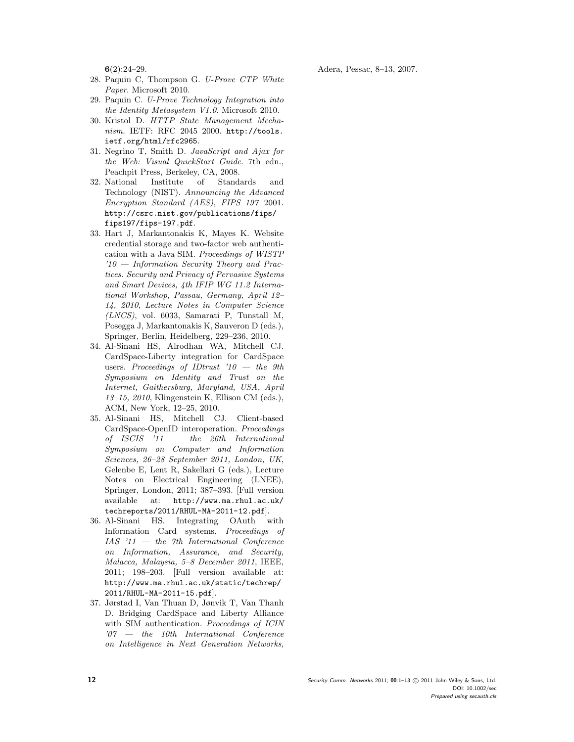**6**(2):24–29.

28. Paquin C, Thompson G. *U-Prove CTP White Paper*. Microsoft 2010.
29. Paquin C. *U-Prove Technology Integration into the Identity Metasystem V1.0*. Microsoft 2010.
30. Kristol D. *HTTP State Management Mechanism*. IETF: RFC 2045 2000. http://tools.ietf.org/html/rfc2965.
31. Negrino T, Smith D. *JavaScript and Ajax for the Web: Visual QuickStart Guide*. 7th edn., Peachpit Press, Berkeley, CA, 2008.
32. National Institute of Standards and Technology (NIST). *Announcing the Advanced Encryption Standard (AES), FIPS 197* 2001. http://csrc.nist.gov/publications/fips/fips197/fips-197.pdf.
33. Hart J, Markantonakis K, Mayes K. Website credential storage and two-factor web authentication with a Java SIM. *Proceedings of WISTP '10 — Information Security Theory and Practices. Security and Privacy of Pervasive Systems and Smart Devices, 4th IFIP WG 11.2 International Workshop, Passau, Germany, April 12–14, 2010*, *Lecture Notes in Computer Science (LNCS)*, vol. 6033, Samarati P, Tunstall M, Posegga J, Markantonakis K, Sauveron D (eds.), Springer, Berlin, Heidelberg, 229–236, 2010.
34. Al-Sinani HS, Alrodhan WA, Mitchell CJ. CardSpace-Liberty integration for CardSpace users. *Proceedings of IDtrust '10 — the 9th Symposium on Identity and Trust on the Internet, Gaithersburg, Maryland, USA, April 13–15, 2010*, Klingenstein K, Ellison CM (eds.), ACM, New York, 12–25, 2010.
35. Al-Sinani HS, Mitchell CJ. Client-based CardSpace-OpenID interoperation. *Proceedings of ISCIS '11 — the 26th International Symposium on Computer and Information Sciences, 26–28 September 2011, London, UK*, Gelenbe E, Lent R, Sakellari G (eds.), Lecture Notes on Electrical Engineering (LNEE), Springer, London, 2011; 387–393. [Full version available at: http://www.ma.rhul.ac.uk/techreports/2011/RHUL-MA-2011-12.pdf].
36. Al-Sinani HS. Integrating OAuth with Information Card systems. *Proceedings of IAS '11 — the 7th International Conference on Information, Assurance, and Security, Malacca, Malaysia, 5–8 December 2011*, IEEE, 2011; 198–203. [Full version available at: http://www.ma.rhul.ac.uk/static/techrep/2011/RHUL-MA-2011-15.pdf].
37. Jørstad I, Van Thuan D, Jønvik T, Van Thanh D. Bridging CardSpace and Liberty Alliance with SIM authentication. *Proceedings of ICIN '07 — the 10th International Conference on Intelligence in Next Generation Networks*, Adera, Pessac, 8–13, 2007.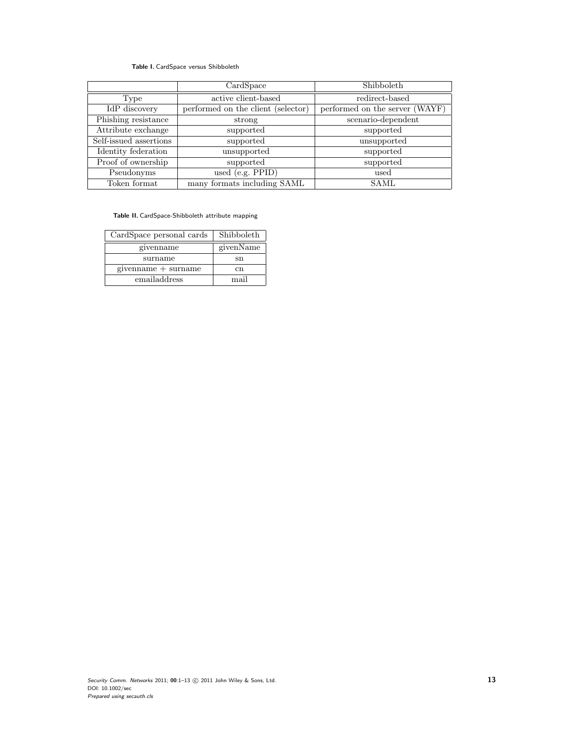**Table I.** CardSpace versus Shibboleth

| | CardSpace | Shibboleth |
|---|---|---|
| Type | active client-based | redirect-based |
| IdP discovery | performed on the client (selector) | performed on the server (WAYF) |
| Phishing resistance | strong | scenario-dependent |
| Attribute exchange | supported | supported |
| Self-issued assertions | supported | unsupported |
| Identity federation | unsupported | supported |
| Proof of ownership | supported | supported |
| Pseudonyms | used (e.g. PPID) | used |
| Token format | many formats including SAML | SAML |

**Table II.** CardSpace-Shibboleth attribute mapping

| CardSpace personal cards | Shibboleth |
|---|---|
| givenname | givenName |
| surname | sn |
| givenname + surname | cn |
| emailaddress | mail |